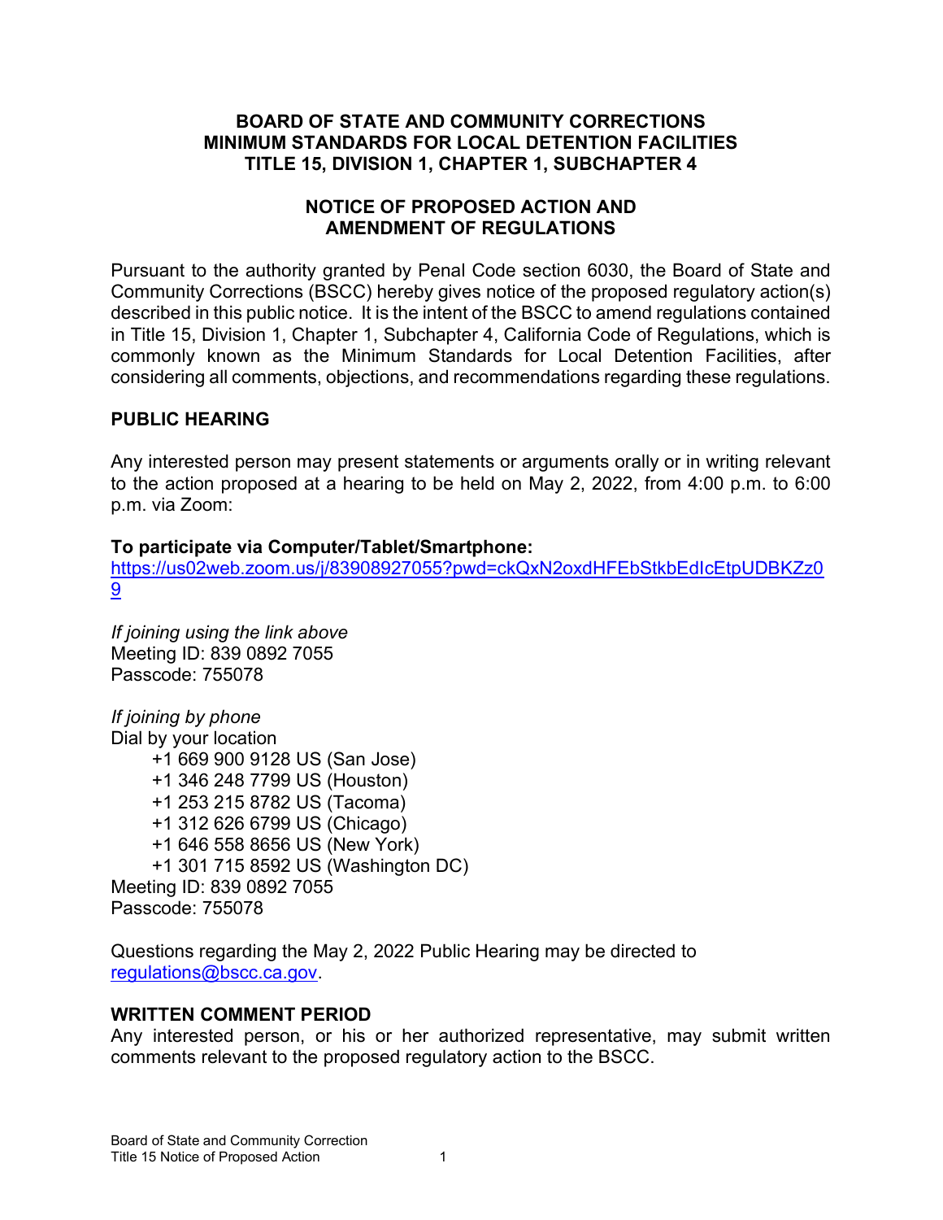# BOARD OF STATE AND COMMUNITY CORRECTIONS
# MINIMUM STANDARDS FOR LOCAL DETENTION FACILITIES
# TITLE 15, DIVISION 1, CHAPTER 1, SUBCHAPTER 4

## NOTICE OF PROPOSED ACTION AND AMENDMENT OF REGULATIONS

Pursuant to the authority granted by Penal Code section 6030, the Board of State and Community Corrections (BSCC) hereby gives notice of the proposed regulatory action(s) described in this public notice. It is the intent of the BSCC to amend regulations contained in Title 15, Division 1, Chapter 1, Subchapter 4, California Code of Regulations, which is commonly known as the Minimum Standards for Local Detention Facilities, after considering all comments, objections, and recommendations regarding these regulations.

## PUBLIC HEARING

Any interested person may present statements or arguments orally or in writing relevant to the action proposed at a hearing to be held on May 2, 2022, from 4:00 p.m. to 6:00 p.m. via Zoom:

**To participate via Computer/Tablet/Smartphone:**
https://us02web.zoom.us/j/83908927055?pwd=ckQxN2oxdHFEbStkbEdIcEtpUDBKZz09

*If joining using the link above*
Meeting ID: 839 0892 7055
Passcode: 755078

*If joining by phone*
Dial by your location
- +1 669 900 9128 US (San Jose)
- +1 346 248 7799 US (Houston)
- +1 253 215 8782 US (Tacoma)
- +1 312 626 6799 US (Chicago)
- +1 646 558 8656 US (New York)
- +1 301 715 8592 US (Washington DC)

Meeting ID: 839 0892 7055
Passcode: 755078

Questions regarding the May 2, 2022 Public Hearing may be directed to regulations@bscc.ca.gov.

## WRITTEN COMMENT PERIOD

Any interested person, or his or her authorized representative, may submit written comments relevant to the proposed regulatory action to the BSCC.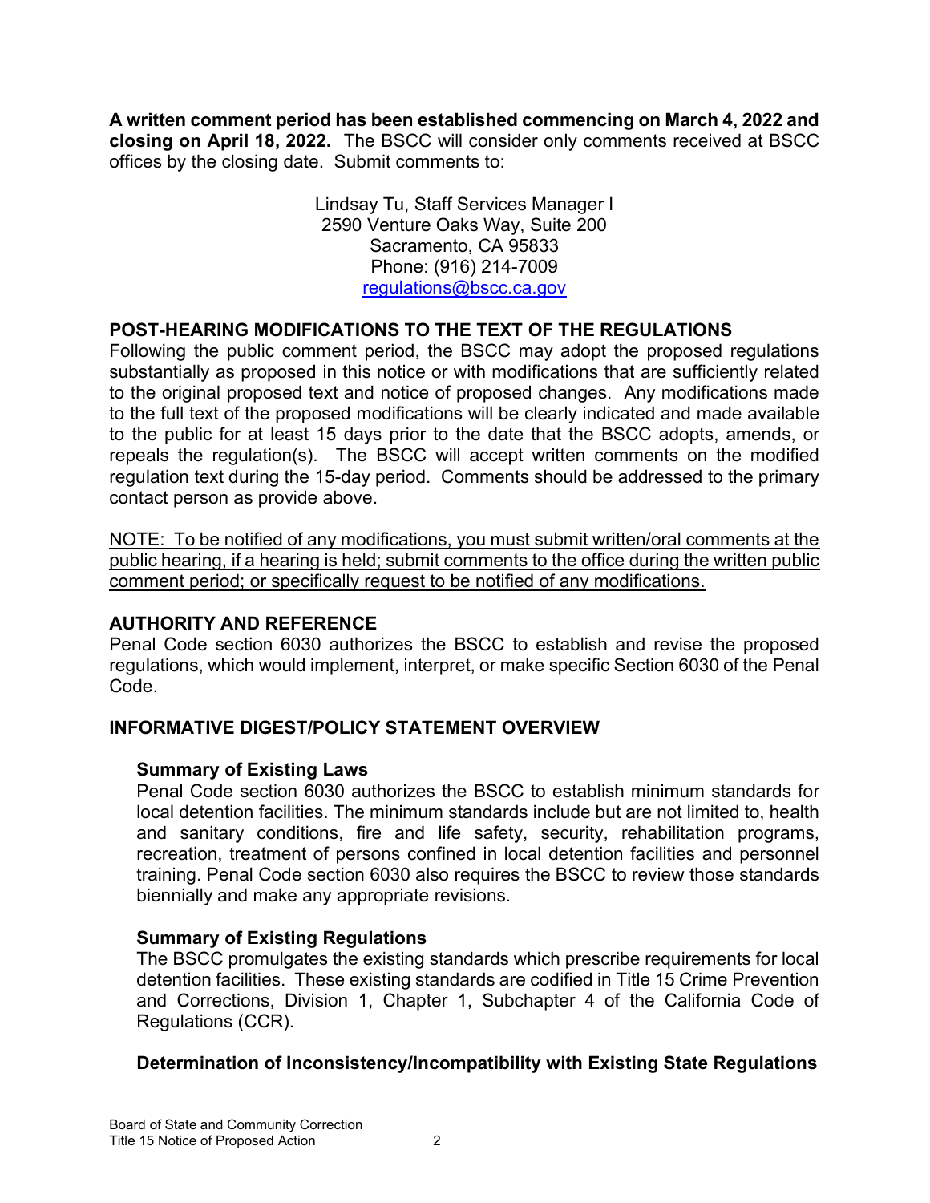**A written comment period has been established commencing on March 4, 2022 and closing on April 18, 2022.** The BSCC will consider only comments received at BSCC offices by the closing date. Submit comments to:

Lindsay Tu, Staff Services Manager I
2590 Venture Oaks Way, Suite 200
Sacramento, CA 95833
Phone: (916) 214-7009
regulations@bscc.ca.gov

## POST-HEARING MODIFICATIONS TO THE TEXT OF THE REGULATIONS

Following the public comment period, the BSCC may adopt the proposed regulations substantially as proposed in this notice or with modifications that are sufficiently related to the original proposed text and notice of proposed changes. Any modifications made to the full text of the proposed modifications will be clearly indicated and made available to the public for at least 15 days prior to the date that the BSCC adopts, amends, or repeals the regulation(s). The BSCC will accept written comments on the modified regulation text during the 15-day period. Comments should be addressed to the primary contact person as provide above.

NOTE: To be notified of any modifications, you must submit written/oral comments at the public hearing, if a hearing is held; submit comments to the office during the written public comment period; or specifically request to be notified of any modifications.

## AUTHORITY AND REFERENCE

Penal Code section 6030 authorizes the BSCC to establish and revise the proposed regulations, which would implement, interpret, or make specific Section 6030 of the Penal Code.

## INFORMATIVE DIGEST/POLICY STATEMENT OVERVIEW

### Summary of Existing Laws

Penal Code section 6030 authorizes the BSCC to establish minimum standards for local detention facilities. The minimum standards include but are not limited to, health and sanitary conditions, fire and life safety, security, rehabilitation programs, recreation, treatment of persons confined in local detention facilities and personnel training. Penal Code section 6030 also requires the BSCC to review those standards biennially and make any appropriate revisions.

### Summary of Existing Regulations

The BSCC promulgates the existing standards which prescribe requirements for local detention facilities. These existing standards are codified in Title 15 Crime Prevention and Corrections, Division 1, Chapter 1, Subchapter 4 of the California Code of Regulations (CCR).

### Determination of Inconsistency/Incompatibility with Existing State Regulations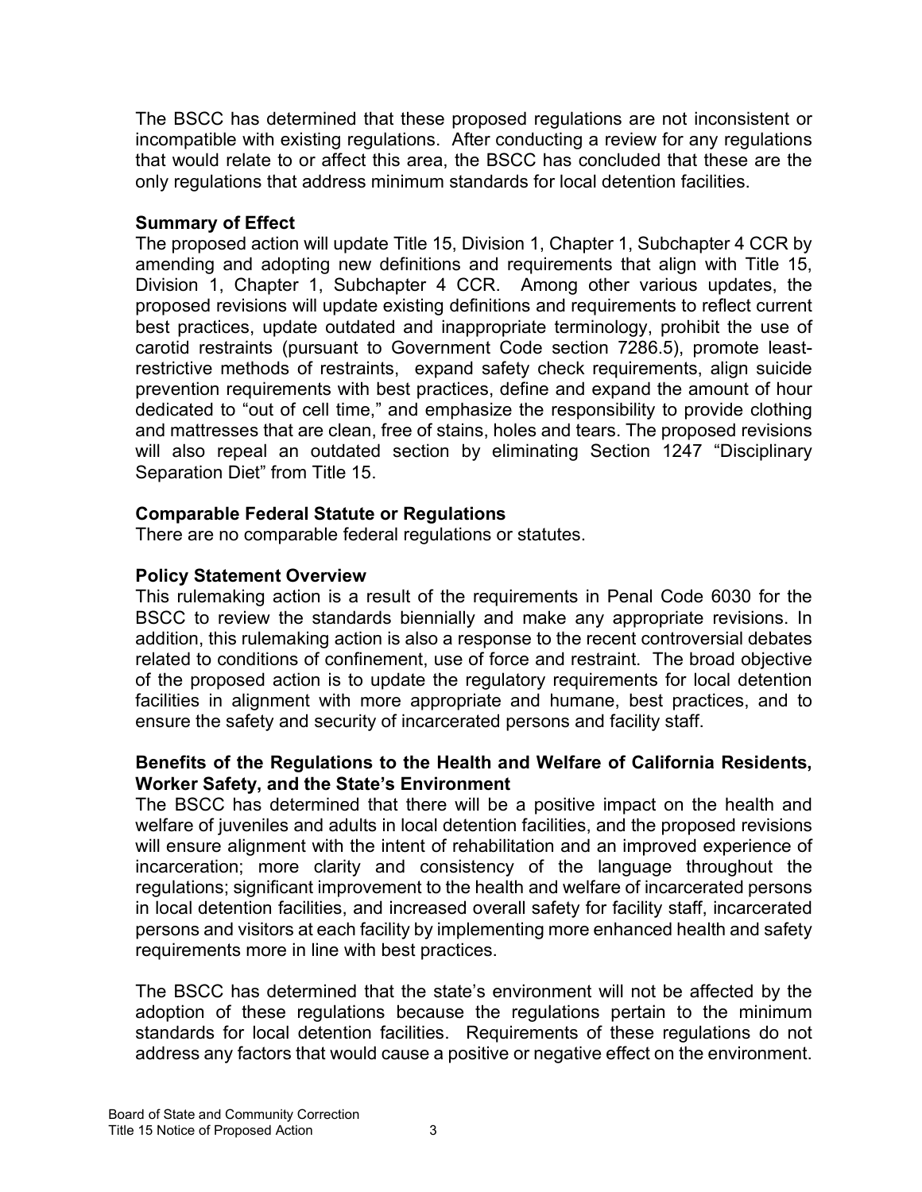The BSCC has determined that these proposed regulations are not inconsistent or incompatible with existing regulations. After conducting a review for any regulations that would relate to or affect this area, the BSCC has concluded that these are the only regulations that address minimum standards for local detention facilities.

**Summary of Effect**

The proposed action will update Title 15, Division 1, Chapter 1, Subchapter 4 CCR by amending and adopting new definitions and requirements that align with Title 15, Division 1, Chapter 1, Subchapter 4 CCR. Among other various updates, the proposed revisions will update existing definitions and requirements to reflect current best practices, update outdated and inappropriate terminology, prohibit the use of carotid restraints (pursuant to Government Code section 7286.5), promote least-restrictive methods of restraints, expand safety check requirements, align suicide prevention requirements with best practices, define and expand the amount of hour dedicated to "out of cell time," and emphasize the responsibility to provide clothing and mattresses that are clean, free of stains, holes and tears. The proposed revisions will also repeal an outdated section by eliminating Section 1247 "Disciplinary Separation Diet" from Title 15.

**Comparable Federal Statute or Regulations**

There are no comparable federal regulations or statutes.

**Policy Statement Overview**

This rulemaking action is a result of the requirements in Penal Code 6030 for the BSCC to review the standards biennially and make any appropriate revisions. In addition, this rulemaking action is also a response to the recent controversial debates related to conditions of confinement, use of force and restraint. The broad objective of the proposed action is to update the regulatory requirements for local detention facilities in alignment with more appropriate and humane, best practices, and to ensure the safety and security of incarcerated persons and facility staff.

**Benefits of the Regulations to the Health and Welfare of California Residents, Worker Safety, and the State's Environment**

The BSCC has determined that there will be a positive impact on the health and welfare of juveniles and adults in local detention facilities, and the proposed revisions will ensure alignment with the intent of rehabilitation and an improved experience of incarceration; more clarity and consistency of the language throughout the regulations; significant improvement to the health and welfare of incarcerated persons in local detention facilities, and increased overall safety for facility staff, incarcerated persons and visitors at each facility by implementing more enhanced health and safety requirements more in line with best practices.

The BSCC has determined that the state's environment will not be affected by the adoption of these regulations because the regulations pertain to the minimum standards for local detention facilities. Requirements of these regulations do not address any factors that would cause a positive or negative effect on the environment.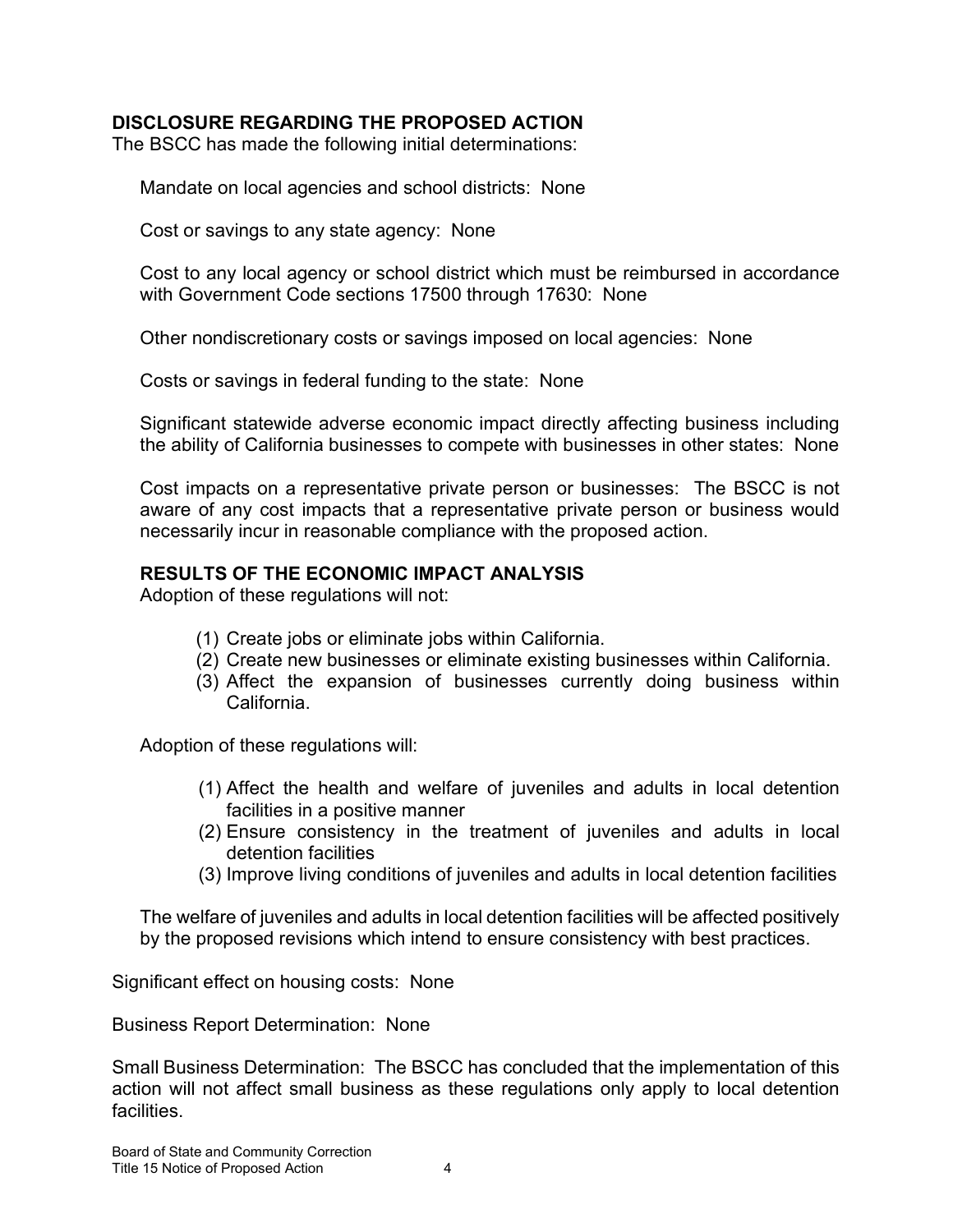### DISCLOSURE REGARDING THE PROPOSED ACTION

The BSCC has made the following initial determinations:

Mandate on local agencies and school districts: None

Cost or savings to any state agency: None

Cost to any local agency or school district which must be reimbursed in accordance with Government Code sections 17500 through 17630: None

Other nondiscretionary costs or savings imposed on local agencies: None

Costs or savings in federal funding to the state: None

Significant statewide adverse economic impact directly affecting business including the ability of California businesses to compete with businesses in other states: None

Cost impacts on a representative private person or businesses: The BSCC is not aware of any cost impacts that a representative private person or business would necessarily incur in reasonable compliance with the proposed action.

### RESULTS OF THE ECONOMIC IMPACT ANALYSIS

Adoption of these regulations will not:

(1) Create jobs or eliminate jobs within California.
(2) Create new businesses or eliminate existing businesses within California.
(3) Affect the expansion of businesses currently doing business within California.

Adoption of these regulations will:

(1) Affect the health and welfare of juveniles and adults in local detention facilities in a positive manner
(2) Ensure consistency in the treatment of juveniles and adults in local detention facilities
(3) Improve living conditions of juveniles and adults in local detention facilities

The welfare of juveniles and adults in local detention facilities will be affected positively by the proposed revisions which intend to ensure consistency with best practices.

Significant effect on housing costs: None

Business Report Determination: None

Small Business Determination: The BSCC has concluded that the implementation of this action will not affect small business as these regulations only apply to local detention facilities.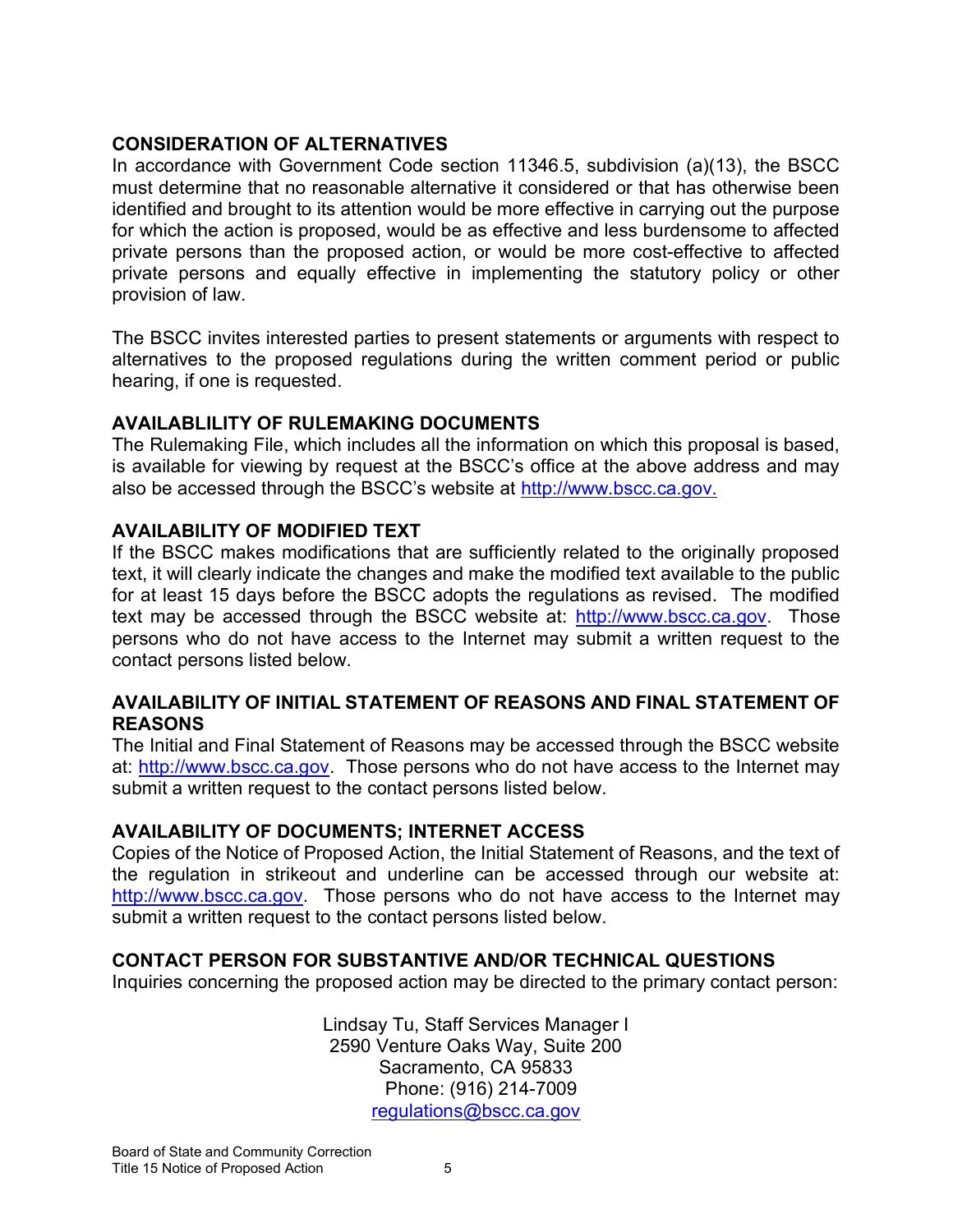## CONSIDERATION OF ALTERNATIVES

In accordance with Government Code section 11346.5, subdivision (a)(13), the BSCC must determine that no reasonable alternative it considered or that has otherwise been identified and brought to its attention would be more effective in carrying out the purpose for which the action is proposed, would be as effective and less burdensome to affected private persons than the proposed action, or would be more cost-effective to affected private persons and equally effective in implementing the statutory policy or other provision of law.

The BSCC invites interested parties to present statements or arguments with respect to alternatives to the proposed regulations during the written comment period or public hearing, if one is requested.

## AVAILABLILITY OF RULEMAKING DOCUMENTS

The Rulemaking File, which includes all the information on which this proposal is based, is available for viewing by request at the BSCC's office at the above address and may also be accessed through the BSCC's website at http://www.bscc.ca.gov.

## AVAILABILITY OF MODIFIED TEXT

If the BSCC makes modifications that are sufficiently related to the originally proposed text, it will clearly indicate the changes and make the modified text available to the public for at least 15 days before the BSCC adopts the regulations as revised. The modified text may be accessed through the BSCC website at: http://www.bscc.ca.gov. Those persons who do not have access to the Internet may submit a written request to the contact persons listed below.

## AVAILABILITY OF INITIAL STATEMENT OF REASONS AND FINAL STATEMENT OF REASONS

The Initial and Final Statement of Reasons may be accessed through the BSCC website at: http://www.bscc.ca.gov. Those persons who do not have access to the Internet may submit a written request to the contact persons listed below.

## AVAILABILITY OF DOCUMENTS; INTERNET ACCESS

Copies of the Notice of Proposed Action, the Initial Statement of Reasons, and the text of the regulation in strikeout and underline can be accessed through our website at: http://www.bscc.ca.gov. Those persons who do not have access to the Internet may submit a written request to the contact persons listed below.

## CONTACT PERSON FOR SUBSTANTIVE AND/OR TECHNICAL QUESTIONS

Inquiries concerning the proposed action may be directed to the primary contact person:

Lindsay Tu, Staff Services Manager I
2590 Venture Oaks Way, Suite 200
Sacramento, CA 95833
Phone: (916) 214-7009
regulations@bscc.ca.gov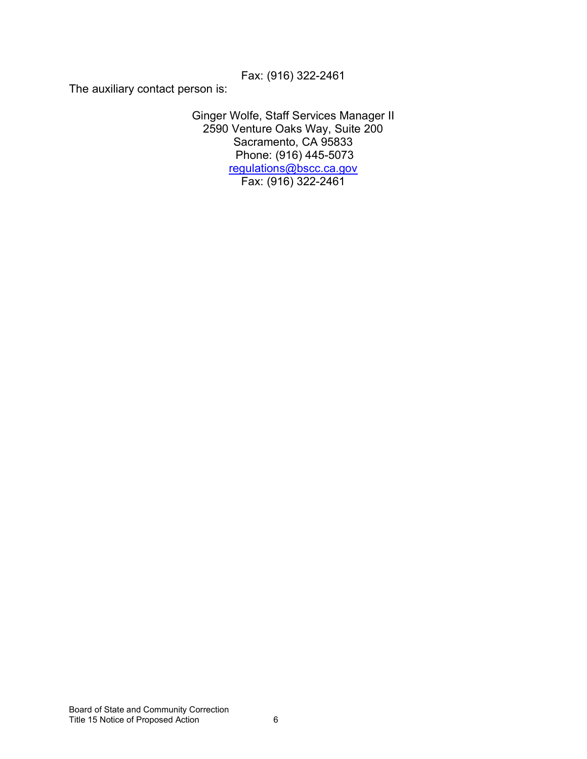Fax: (916) 322-2461

The auxiliary contact person is:

Ginger Wolfe, Staff Services Manager II
2590 Venture Oaks Way, Suite 200
Sacramento, CA 95833
Phone: (916) 445-5073
regulations@bscc.ca.gov
Fax: (916) 322-2461